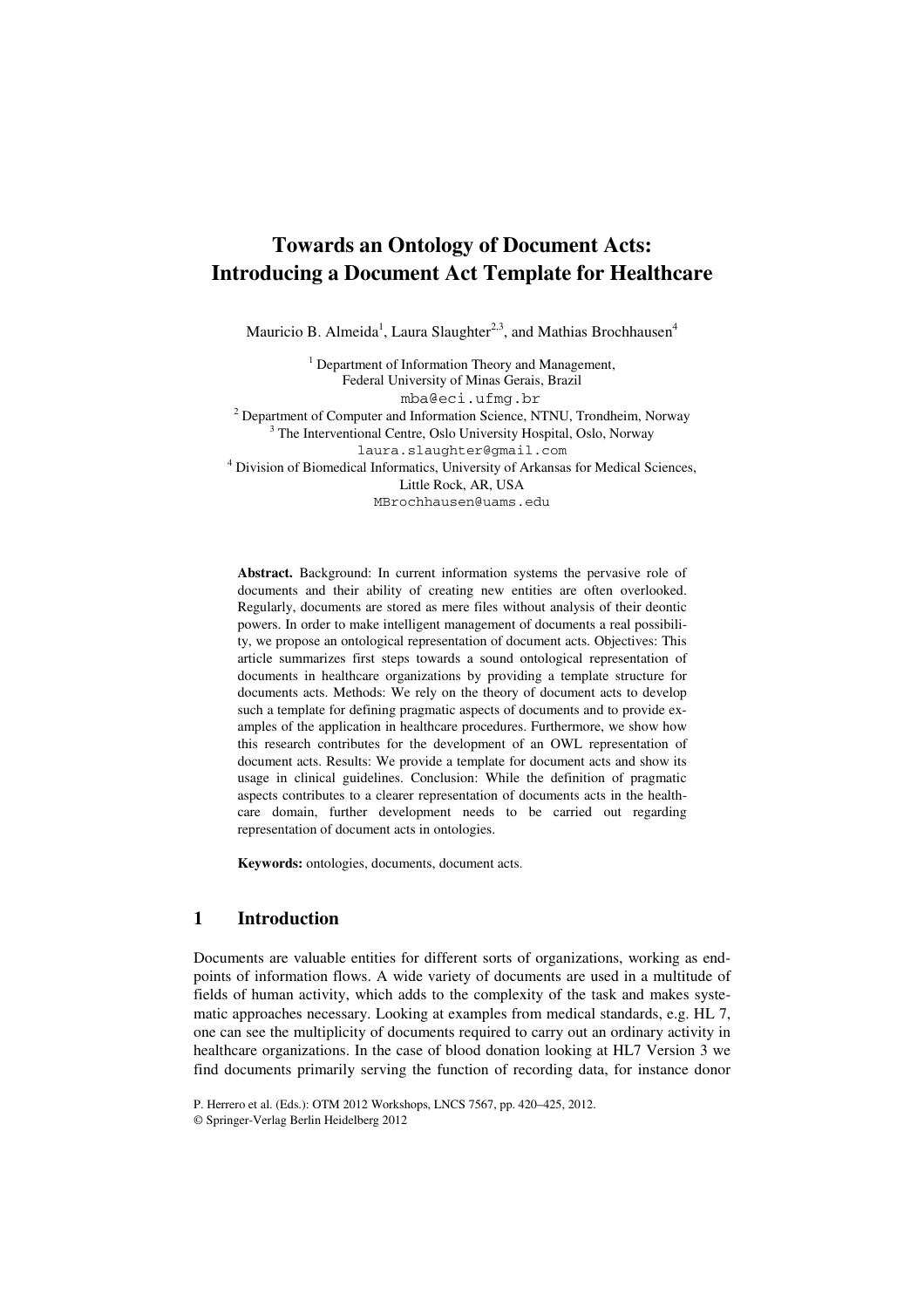# Towards an Ontology of Document Acts: Introducing a Document Act Template for Healthcare

Mauricio B. Almeida[1], Laura Slaughter[2,3], and Mathias Brochhausen[4]

[1] Department of Information Theory and Management, Federal University of Minas Gerais, Brazil
mba@eci.ufmg.br

[2] Department of Computer and Information Science, NTNU, Trondheim, Norway

[3] The Interventional Centre, Oslo University Hospital, Oslo, Norway
laura.slaughter@gmail.com

[4] Division of Biomedical Informatics, University of Arkansas for Medical Sciences, Little Rock, AR, USA
MBrochhausen@uams.edu

**Abstract.** Background: In current information systems the pervasive role of documents and their ability of creating new entities are often overlooked. Regularly, documents are stored as mere files without analysis of their deontic powers. In order to make intelligent management of documents a real possibility, we propose an ontological representation of document acts. Objectives: This article summarizes first steps towards a sound ontological representation of documents in healthcare organizations by providing a template structure for documents acts. Methods: We rely on the theory of document acts to develop such a template for defining pragmatic aspects of documents and to provide examples of the application in healthcare procedures. Furthermore, we show how this research contributes for the development of an OWL representation of document acts. Results: We provide a template for document acts and show its usage in clinical guidelines. Conclusion: While the definition of pragmatic aspects contributes to a clearer representation of documents acts in the healthcare domain, further development needs to be carried out regarding representation of document acts in ontologies.

**Keywords:** ontologies, documents, document acts.

## 1 Introduction

Documents are valuable entities for different sorts of organizations, working as endpoints of information flows. A wide variety of documents are used in a multitude of fields of human activity, which adds to the complexity of the task and makes systematic approaches necessary. Looking at examples from medical standards, e.g. HL 7, one can see the multiplicity of documents required to carry out an ordinary activity in healthcare organizations. In the case of blood donation looking at HL7 Version 3 we find documents primarily serving the function of recording data, for instance donor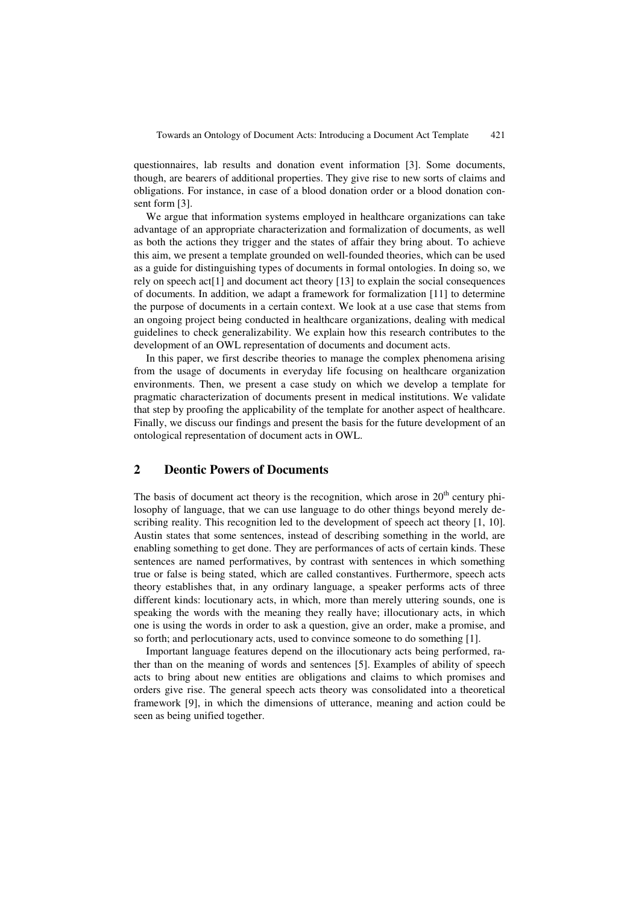questionnaires, lab results and donation event information [3]. Some documents, though, are bearers of additional properties. They give rise to new sorts of claims and obligations. For instance, in case of a blood donation order or a blood donation consent form [3].

We argue that information systems employed in healthcare organizations can take advantage of an appropriate characterization and formalization of documents, as well as both the actions they trigger and the states of affair they bring about. To achieve this aim, we present a template grounded on well-founded theories, which can be used as a guide for distinguishing types of documents in formal ontologies. In doing so, we rely on speech act[1] and document act theory [13] to explain the social consequences of documents. In addition, we adapt a framework for formalization [11] to determine the purpose of documents in a certain context. We look at a use case that stems from an ongoing project being conducted in healthcare organizations, dealing with medical guidelines to check generalizability. We explain how this research contributes to the development of an OWL representation of documents and document acts.

In this paper, we first describe theories to manage the complex phenomena arising from the usage of documents in everyday life focusing on healthcare organization environments. Then, we present a case study on which we develop a template for pragmatic characterization of documents present in medical institutions. We validate that step by proofing the applicability of the template for another aspect of healthcare. Finally, we discuss our findings and present the basis for the future development of an ontological representation of document acts in OWL.

## 2 Deontic Powers of Documents

The basis of document act theory is the recognition, which arose in 20th century philosophy of language, that we can use language to do other things beyond merely describing reality. This recognition led to the development of speech act theory [1, 10]. Austin states that some sentences, instead of describing something in the world, are enabling something to get done. They are performances of acts of certain kinds. These sentences are named performatives, by contrast with sentences in which something true or false is being stated, which are called constantives. Furthermore, speech acts theory establishes that, in any ordinary language, a speaker performs acts of three different kinds: locutionary acts, in which, more than merely uttering sounds, one is speaking the words with the meaning they really have; illocutionary acts, in which one is using the words in order to ask a question, give an order, make a promise, and so forth; and perlocutionary acts, used to convince someone to do something [1].

Important language features depend on the illocutionary acts being performed, rather than on the meaning of words and sentences [5]. Examples of ability of speech acts to bring about new entities are obligations and claims to which promises and orders give rise. The general speech acts theory was consolidated into a theoretical framework [9], in which the dimensions of utterance, meaning and action could be seen as being unified together.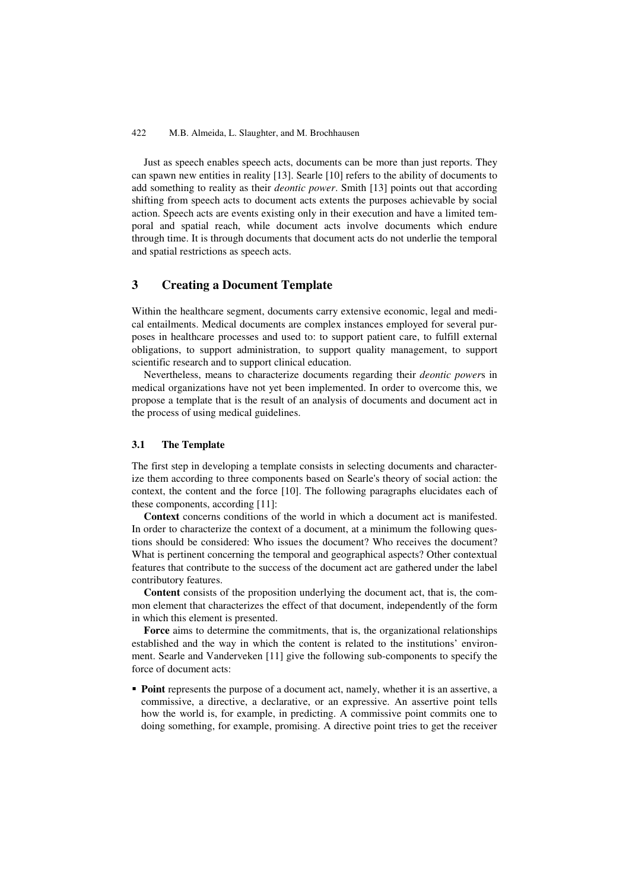Just as speech enables speech acts, documents can be more than just reports. They can spawn new entities in reality [13]. Searle [10] refers to the ability of documents to add something to reality as their *deontic power*. Smith [13] points out that according shifting from speech acts to document acts extents the purposes achievable by social action. Speech acts are events existing only in their execution and have a limited temporal and spatial reach, while document acts involve documents which endure through time. It is through documents that document acts do not underlie the temporal and spatial restrictions as speech acts.

## 3 Creating a Document Template

Within the healthcare segment, documents carry extensive economic, legal and medical entailments. Medical documents are complex instances employed for several purposes in healthcare processes and used to: to support patient care, to fulfill external obligations, to support administration, to support quality management, to support scientific research and to support clinical education.

Nevertheless, means to characterize documents regarding their *deontic power*s in medical organizations have not yet been implemented. In order to overcome this, we propose a template that is the result of an analysis of documents and document act in the process of using medical guidelines.

### 3.1 The Template

The first step in developing a template consists in selecting documents and characterize them according to three components based on Searle's theory of social action: the context, the content and the force [10]. The following paragraphs elucidates each of these components, according [11]:

**Context** concerns conditions of the world in which a document act is manifested. In order to characterize the context of a document, at a minimum the following questions should be considered: Who issues the document? Who receives the document? What is pertinent concerning the temporal and geographical aspects? Other contextual features that contribute to the success of the document act are gathered under the label contributory features.

**Content** consists of the proposition underlying the document act, that is, the common element that characterizes the effect of that document, independently of the form in which this element is presented.

**Force** aims to determine the commitments, that is, the organizational relationships established and the way in which the content is related to the institutions' environment. Searle and Vanderveken [11] give the following sub-components to specify the force of document acts:

- **Point** represents the purpose of a document act, namely, whether it is an assertive, a commissive, a directive, a declarative, or an expressive. An assertive point tells how the world is, for example, in predicting. A commissive point commits one to doing something, for example, promising. A directive point tries to get the receiver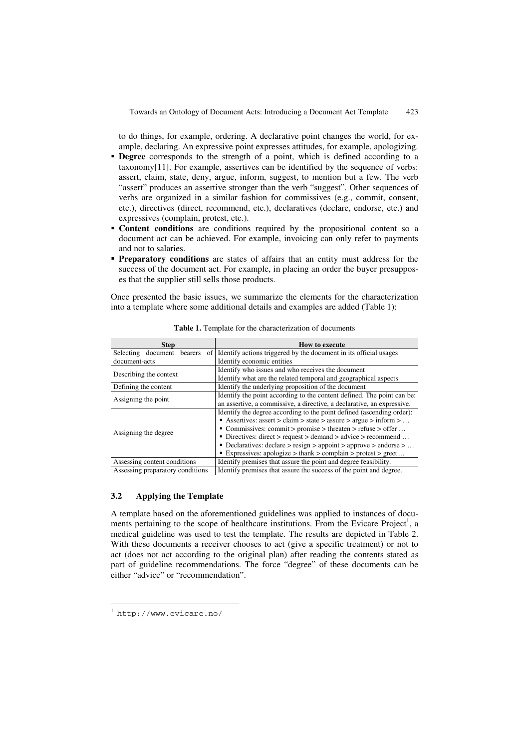to do things, for example, ordering. A declarative point changes the world, for example, declaring. An expressive point expresses attitudes, for example, apologizing.

- **Degree** corresponds to the strength of a point, which is defined according to a taxonomy[11]. For example, assertives can be identified by the sequence of verbs: assert, claim, state, deny, argue, inform, suggest, to mention but a few. The verb "assert" produces an assertive stronger than the verb "suggest". Other sequences of verbs are organized in a similar fashion for commissives (e.g., commit, consent, etc.), directives (direct, recommend, etc.), declaratives (declare, endorse, etc.) and expressives (complain, protest, etc.).
- **Content conditions** are conditions required by the propositional content so a document act can be achieved. For example, invoicing can only refer to payments and not to salaries.
- **Preparatory conditions** are states of affairs that an entity must address for the success of the document act. For example, in placing an order the buyer presupposes that the supplier still sells those products.

Once presented the basic issues, we summarize the elements for the characterization into a template where some additional details and examples are added (Table 1):

**Table 1.** Template for the characterization of documents

| Step | How to execute |
| --- | --- |
| Selecting document bearers of document-acts | Identify actions triggered by the document in its official usages<br>Identify economic entities |
| Describing the context | Identify who issues and who receives the document<br>Identify what are the related temporal and geographical aspects |
| Defining the content | Identify the underlying proposition of the document |
| Assigning the point | Identify the point according to the content defined. The point can be: an assertive, a commissive, a directive, a declarative, an expressive. |
| Assigning the degree | Identify the degree according to the point defined (ascending order):<br>▪ Assertives: assert > claim > state > assure > argue > inform > …<br>▪ Commissives: commit > promise > threaten > refuse > offer …<br>▪ Directives: direct > request > demand > advice > recommend …<br>▪ Declaratives: declare > resign > appoint > approve > endorse > …<br>▪ Expressives: apologize > thank > complain > protest > greet ... |
| Assessing content conditions | Identify premises that assure the point and degree feasibility. |
| Assessing preparatory conditions | Identify premises that assure the success of the point and degree. |

### 3.2 Applying the Template

A template based on the aforementioned guidelines was applied to instances of documents pertaining to the scope of healthcare institutions. From the Evicare Project[1], a medical guideline was used to test the template. The results are depicted in Table 2. With these documents a receiver chooses to act (give a specific treatment) or not to act (does not act according to the original plan) after reading the contents stated as part of guideline recommendations. The force "degree" of these documents can be either "advice" or "recommendation".

[1] http://www.evicare.no/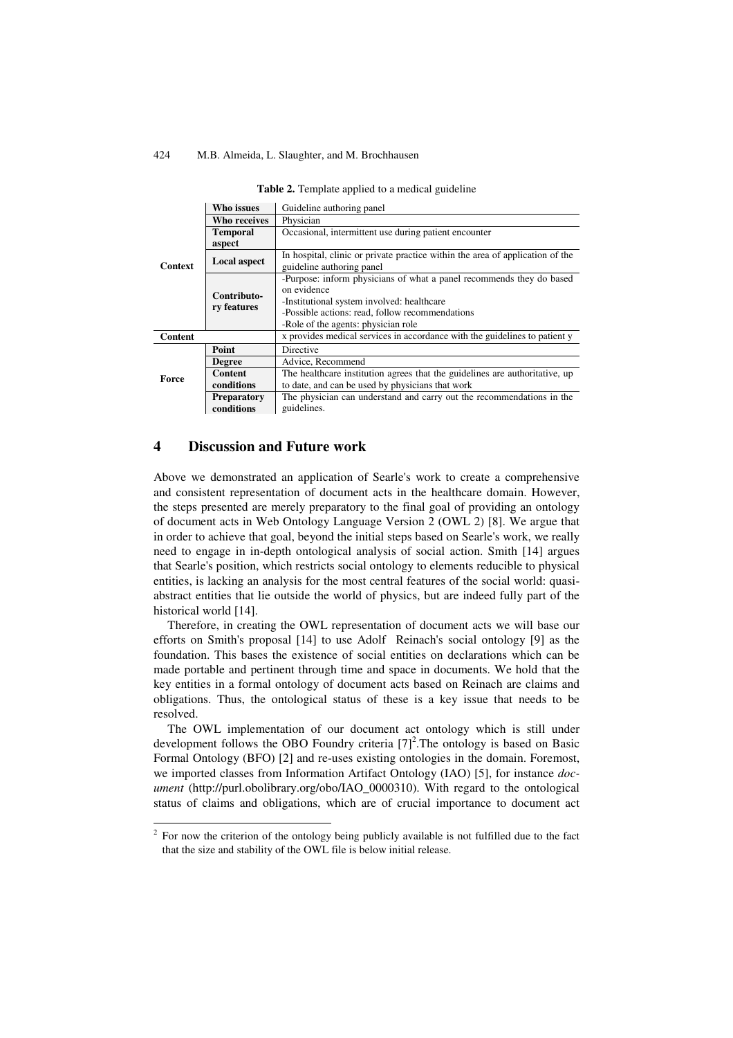**Table 2.** Template applied to a medical guideline

| | | |
|---|---|---|
| **Context** | **Who issues** | Guideline authoring panel |
| | **Who receives** | Physician |
| | **Temporal aspect** | Occasional, intermittent use during patient encounter |
| | **Local aspect** | In hospital, clinic or private practice within the area of application of the guideline authoring panel |
| | **Contributory features** | -Purpose: inform physicians of what a panel recommends they do based on evidence<br>-Institutional system involved: healthcare<br>-Possible actions: read, follow recommendations<br>-Role of the agents: physician role |
| **Content** | | x provides medical services in accordance with the guidelines to patient y |
| **Force** | **Point** | Directive |
| | **Degree** | Advice, Recommend |
| | **Content conditions** | The healthcare institution agrees that the guidelines are authoritative, up to date, and can be used by physicians that work |
| | **Preparatory conditions** | The physician can understand and carry out the recommendations in the guidelines. |

## 4 Discussion and Future work

Above we demonstrated an application of Searle's work to create a comprehensive and consistent representation of document acts in the healthcare domain. However, the steps presented are merely preparatory to the final goal of providing an ontology of document acts in Web Ontology Language Version 2 (OWL 2) [8]. We argue that in order to achieve that goal, beyond the initial steps based on Searle's work, we really need to engage in in-depth ontological analysis of social action. Smith [14] argues that Searle's position, which restricts social ontology to elements reducible to physical entities, is lacking an analysis for the most central features of the social world: quasi-abstract entities that lie outside the world of physics, but are indeed fully part of the historical world [14].

Therefore, in creating the OWL representation of document acts we will base our efforts on Smith's proposal [14] to use Adolf Reinach's social ontology [9] as the foundation. This bases the existence of social entities on declarations which can be made portable and pertinent through time and space in documents. We hold that the key entities in a formal ontology of document acts based on Reinach are claims and obligations. Thus, the ontological status of these is a key issue that needs to be resolved.

The OWL implementation of our document act ontology which is still under development follows the OBO Foundry criteria [7][2]. The ontology is based on Basic Formal Ontology (BFO) [2] and re-uses existing ontologies in the domain. Foremost, we imported classes from Information Artifact Ontology (IAO) [5], for instance *document* (http://purl.obolibrary.org/obo/IAO_0000310). With regard to the ontological status of claims and obligations, which are of crucial importance to document act

[2] For now the criterion of the ontology being publicly available is not fulfilled due to the fact that the size and stability of the OWL file is below initial release.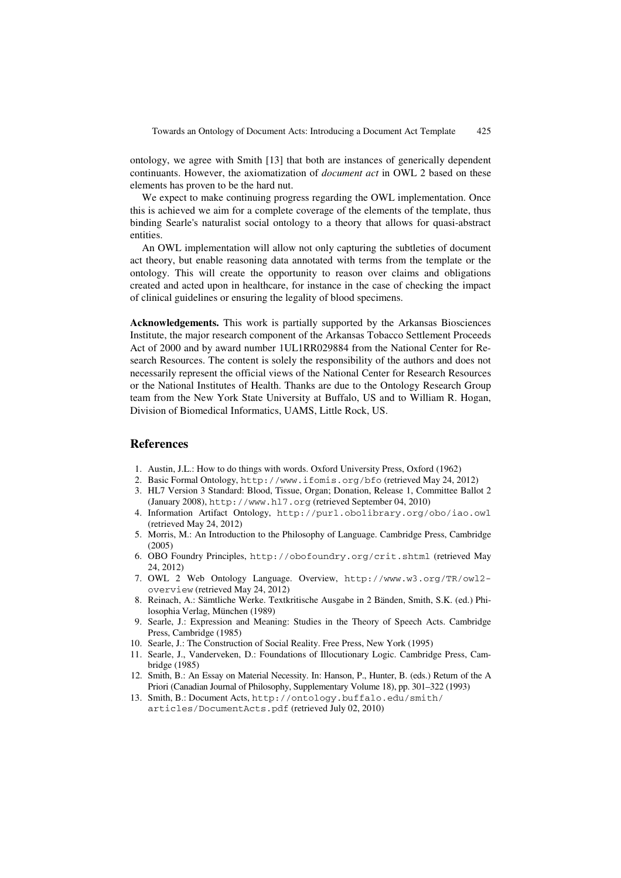ontology, we agree with Smith [13] that both are instances of generically dependent continuants. However, the axiomatization of *document act* in OWL 2 based on these elements has proven to be the hard nut.

We expect to make continuing progress regarding the OWL implementation. Once this is achieved we aim for a complete coverage of the elements of the template, thus binding Searle's naturalist social ontology to a theory that allows for quasi-abstract entities.

An OWL implementation will allow not only capturing the subtleties of document act theory, but enable reasoning data annotated with terms from the template or the ontology. This will create the opportunity to reason over claims and obligations created and acted upon in healthcare, for instance in the case of checking the impact of clinical guidelines or ensuring the legality of blood specimens.

**Acknowledgements.** This work is partially supported by the Arkansas Biosciences Institute, the major research component of the Arkansas Tobacco Settlement Proceeds Act of 2000 and by award number 1UL1RR029884 from the National Center for Research Resources. The content is solely the responsibility of the authors and does not necessarily represent the official views of the National Center for Research Resources or the National Institutes of Health. Thanks are due to the Ontology Research Group team from the New York State University at Buffalo, US and to William R. Hogan, Division of Biomedical Informatics, UAMS, Little Rock, US.

## References

1. Austin, J.L.: How to do things with words. Oxford University Press, Oxford (1962)
2. Basic Formal Ontology, http://www.ifomis.org/bfo (retrieved May 24, 2012)
3. HL7 Version 3 Standard: Blood, Tissue, Organ; Donation, Release 1, Committee Ballot 2 (January 2008), http://www.hl7.org (retrieved September 04, 2010)
4. Information Artifact Ontology, http://purl.obolibrary.org/obo/iao.owl (retrieved May 24, 2012)
5. Morris, M.: An Introduction to the Philosophy of Language. Cambridge Press, Cambridge (2005)
6. OBO Foundry Principles, http://obofoundry.org/crit.shtml (retrieved May 24, 2012)
7. OWL 2 Web Ontology Language. Overview, http://www.w3.org/TR/owl2-overview (retrieved May 24, 2012)
8. Reinach, A.: Sämtliche Werke. Textkritische Ausgabe in 2 Bänden, Smith, S.K. (ed.) Philosophia Verlag, München (1989)
9. Searle, J.: Expression and Meaning: Studies in the Theory of Speech Acts. Cambridge Press, Cambridge (1985)
10. Searle, J.: The Construction of Social Reality. Free Press, New York (1995)
11. Searle, J., Vanderveken, D.: Foundations of Illocutionary Logic. Cambridge Press, Cambridge (1985)
12. Smith, B.: An Essay on Material Necessity. In: Hanson, P., Hunter, B. (eds.) Return of the A Priori (Canadian Journal of Philosophy, Supplementary Volume 18), pp. 301–322 (1993)
13. Smith, B.: Document Acts, http://ontology.buffalo.edu/smith/articles/DocumentActs.pdf (retrieved July 02, 2010)